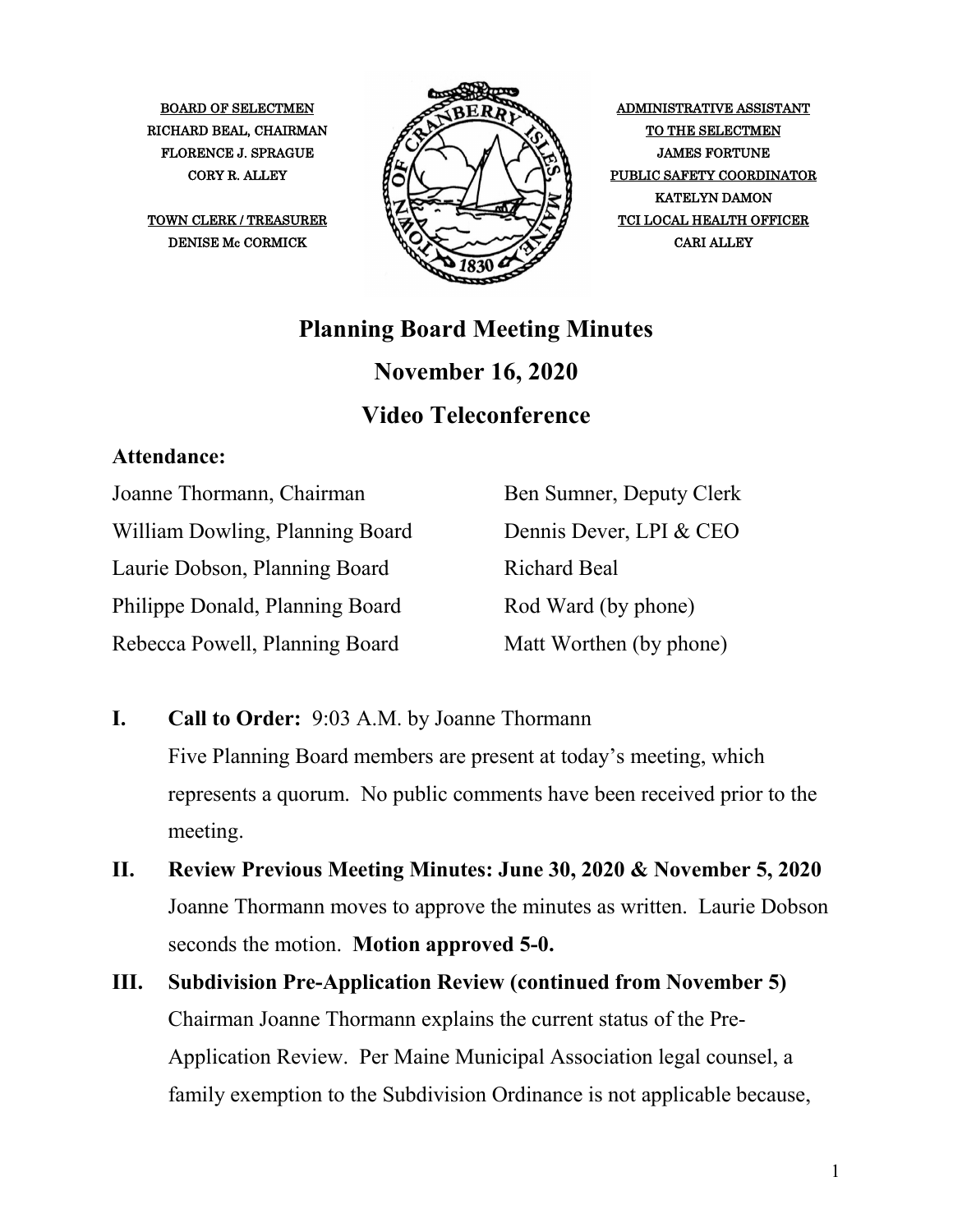BOARD OF SELECTMEN
RICHARD BEAL, CHAIRMAN
FLORENCE J. SPRAGUE
CORY R. ALLEY

TOWN CLERK / TREASURER
DENISE Mc CORMICK

ADMINISTRATIVE ASSISTANT
TO THE SELECTMEN
JAMES FORTUNE
PUBLIC SAFETY COORDINATOR
KATELYN DAMON
TCI LOCAL HEALTH OFFICER
CARI ALLEY

# Planning Board Meeting Minutes

## November 16, 2020

## Video Teleconference

**Attendance:**

| | |
|---|---|
| Joanne Thormann, Chairman | Ben Sumner, Deputy Clerk |
| William Dowling, Planning Board | Dennis Dever, LPI & CEO |
| Laurie Dobson, Planning Board | Richard Beal |
| Philippe Donald, Planning Board | Rod Ward (by phone) |
| Rebecca Powell, Planning Board | Matt Worthen (by phone) |

**I. Call to Order:** 9:03 A.M. by Joanne Thormann

Five Planning Board members are present at today's meeting, which represents a quorum. No public comments have been received prior to the meeting.

**II. Review Previous Meeting Minutes: June 30, 2020 & November 5, 2020**

Joanne Thormann moves to approve the minutes as written. Laurie Dobson seconds the motion. **Motion approved 5-0.**

**III. Subdivision Pre-Application Review (continued from November 5)**

Chairman Joanne Thormann explains the current status of the Pre-Application Review. Per Maine Municipal Association legal counsel, a family exemption to the Subdivision Ordinance is not applicable because,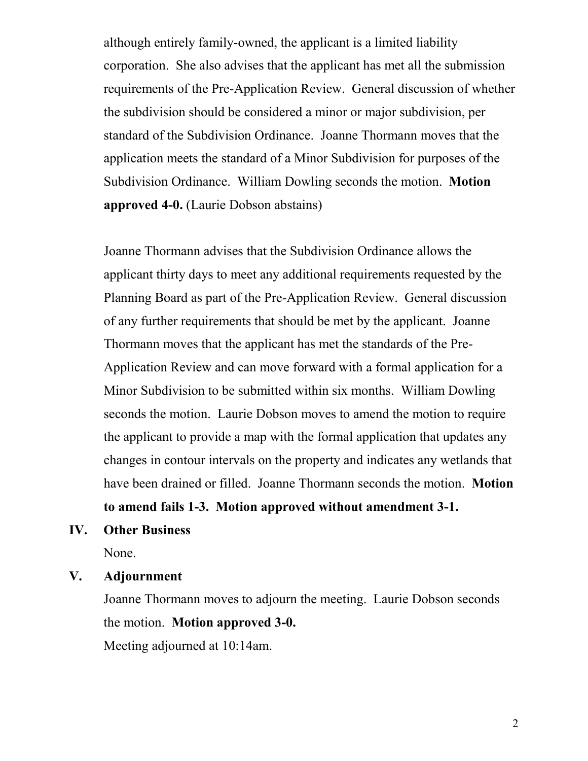although entirely family-owned, the applicant is a limited liability corporation. She also advises that the applicant has met all the submission requirements of the Pre-Application Review. General discussion of whether the subdivision should be considered a minor or major subdivision, per standard of the Subdivision Ordinance. Joanne Thormann moves that the application meets the standard of a Minor Subdivision for purposes of the Subdivision Ordinance. William Dowling seconds the motion. **Motion approved 4-0.** (Laurie Dobson abstains)

Joanne Thormann advises that the Subdivision Ordinance allows the applicant thirty days to meet any additional requirements requested by the Planning Board as part of the Pre-Application Review. General discussion of any further requirements that should be met by the applicant. Joanne Thormann moves that the applicant has met the standards of the Pre-Application Review and can move forward with a formal application for a Minor Subdivision to be submitted within six months. William Dowling seconds the motion. Laurie Dobson moves to amend the motion to require the applicant to provide a map with the formal application that updates any changes in contour intervals on the property and indicates any wetlands that have been drained or filled. Joanne Thormann seconds the motion. **Motion to amend fails 1-3. Motion approved without amendment 3-1.**

## IV. Other Business

None.

## V. Adjournment

Joanne Thormann moves to adjourn the meeting. Laurie Dobson seconds the motion. **Motion approved 3-0.**

Meeting adjourned at 10:14am.